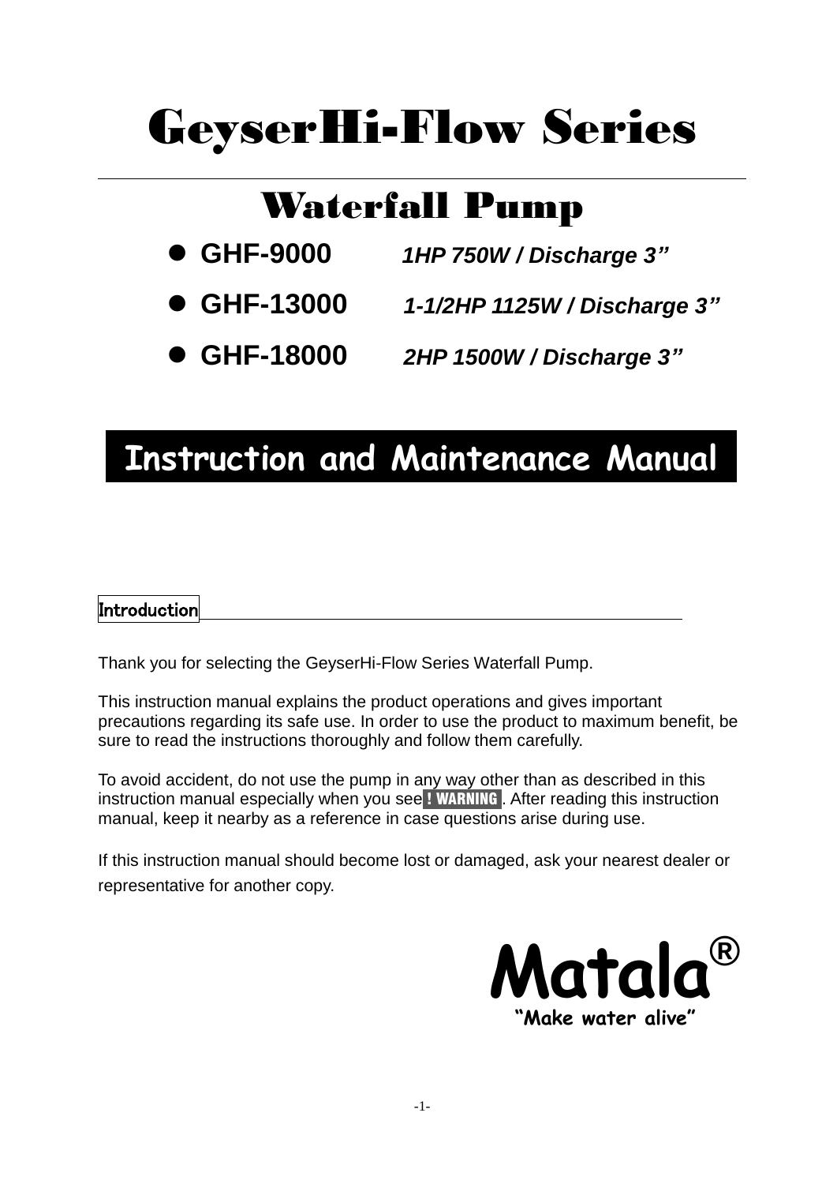# GeyserHi-Flow Series

## Waterfall Pump

- **GHF-9000** ***1HP 750W / Discharge 3"***
- **GHF-13000** ***1-1/2HP 1125W / Discharge 3"***
- **GHF-18000** ***2HP 1500W / Discharge 3"***

## Instruction and Maintenance Manual

### Introduction

Thank you for selecting the GeyserHi-Flow Series Waterfall Pump.

This instruction manual explains the product operations and gives important precautions regarding its safe use. In order to use the product to maximum benefit, be sure to read the instructions thoroughly and follow them carefully.

To avoid accident, do not use the pump in any way other than as described in this instruction manual especially when you see **! WARNING**. After reading this instruction manual, keep it nearby as a reference in case questions arise during use.

If this instruction manual should become lost or damaged, ask your nearest dealer or representative for another copy.

**Matala®**
**"Make water alive"**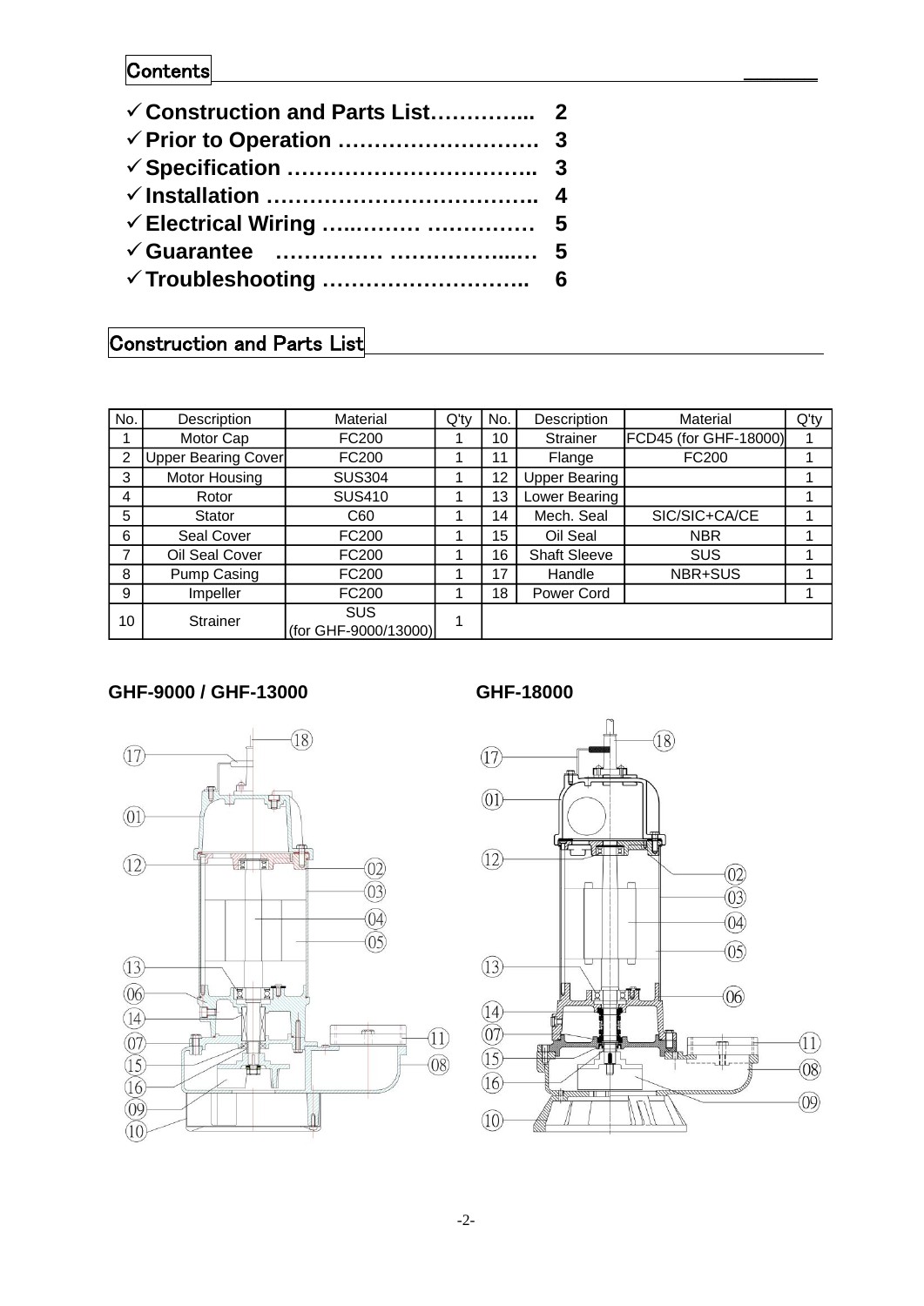## Contents

- ✓ **Construction and Parts List………….. 2**
- ✓ **Prior to Operation ………………………. 3**
- ✓ **Specification …………………………….. 3**
- ✓ **Installation ……………………………….. 4**
- ✓ **Electrical Wiring …..……… …………… 5**
- ✓ **Guarantee …………… ……………..… 5**
- ✓ **Troubleshooting ……………………….. 6**

## Construction and Parts List

| No. | Description | Material | Q'ty | No. | Description | Material | Q'ty |
|---|---|---|---|---|---|---|---|
| 1 | Motor Cap | FC200 | 1 | 10 | Strainer | FCD45 (for GHF-18000) | 1 |
| 2 | Upper Bearing Cover | FC200 | 1 | 11 | Flange | FC200 | 1 |
| 3 | Motor Housing | SUS304 | 1 | 12 | Upper Bearing | | 1 |
| 4 | Rotor | SUS410 | 1 | 13 | Lower Bearing | | 1 |
| 5 | Stator | C60 | 1 | 14 | Mech. Seal | SIC/SIC+CA/CE | 1 |
| 6 | Seal Cover | FC200 | 1 | 15 | Oil Seal | NBR | 1 |
| 7 | Oil Seal Cover | FC200 | 1 | 16 | Shaft Sleeve | SUS | 1 |
| 8 | Pump Casing | FC200 | 1 | 17 | Handle | NBR+SUS | 1 |
| 9 | Impeller | FC200 | 1 | 18 | Power Cord | | 1 |
| 10 | Strainer | SUS (for GHF-9000/13000) | 1 | | | | |

**GHF-9000 / GHF-13000**

**GHF-18000**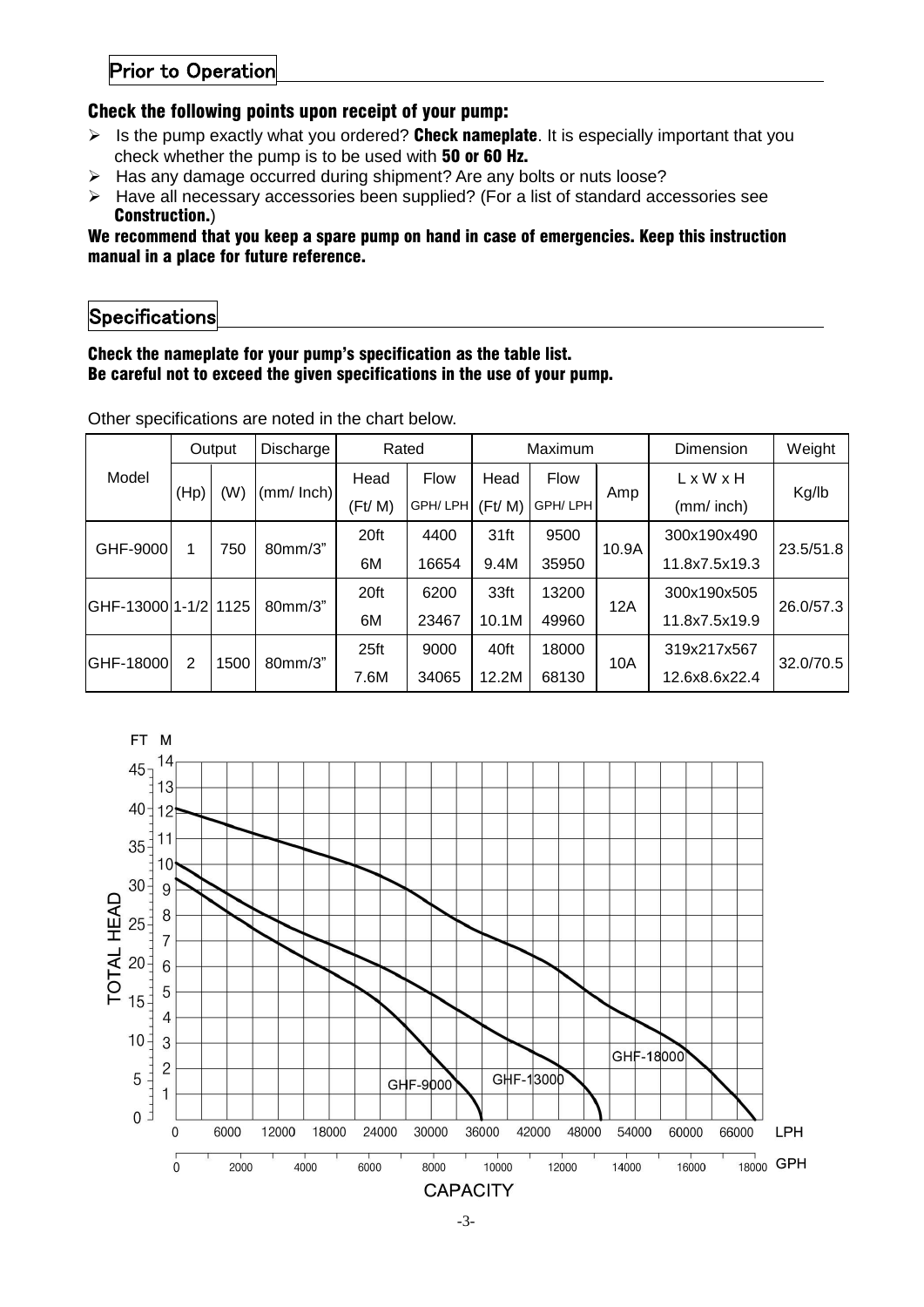## Prior to Operation

**Check the following points upon receipt of your pump:**

- Is the pump exactly what you ordered? **Check nameplate**. It is especially important that you check whether the pump is to be used with **50 or 60 Hz.**
- Has any damage occurred during shipment? Are any bolts or nuts loose?
- Have all necessary accessories been supplied? (For a list of standard accessories see **Construction.**)

**We recommend that you keep a spare pump on hand in case of emergencies. Keep this instruction manual in a place for future reference.**

## Specifications

**Check the nameplate for your pump's specification as the table list.**
**Be careful not to exceed the given specifications in the use of your pump.**

Other specifications are noted in the chart below.

| Model | Output | | Discharge | Rated | | Maximum | | | Dimension | Weight |
|---|---|---|---|---|---|---|---|---|---|---|
| | (Hp) | (W) | (mm/ Inch) | Head (Ft/ M) | Flow GPH/ LPH | Head (Ft/ M) | Flow GPH/ LPH | Amp | L x W x H (mm/ inch) | Kg/lb |
| GHF-9000 | 1 | 750 | 80mm/3" | 20ft 6M | 4400 16654 | 31ft 9.4M | 9500 35950 | 10.9A | 300x190x490 11.8x7.5x19.3 | 23.5/51.8 |
| GHF-13000 | 1-1/2 | 1125 | 80mm/3" | 20ft 6M | 6200 23467 | 33ft 10.1M | 13200 49960 | 12A | 300x190x505 11.8x7.5x19.9 | 26.0/57.3 |
| GHF-18000 | 2 | 1500 | 80mm/3" | 25ft 7.6M | 9000 34065 | 40ft 12.2M | 18000 68130 | 10A | 319x217x567 12.6x8.6x22.4 | 32.0/70.5 |

TOTAL HEAD (FT / M) vs. CAPACITY (LPH / GPH) — GHF-9000, GHF-13000, GHF-18000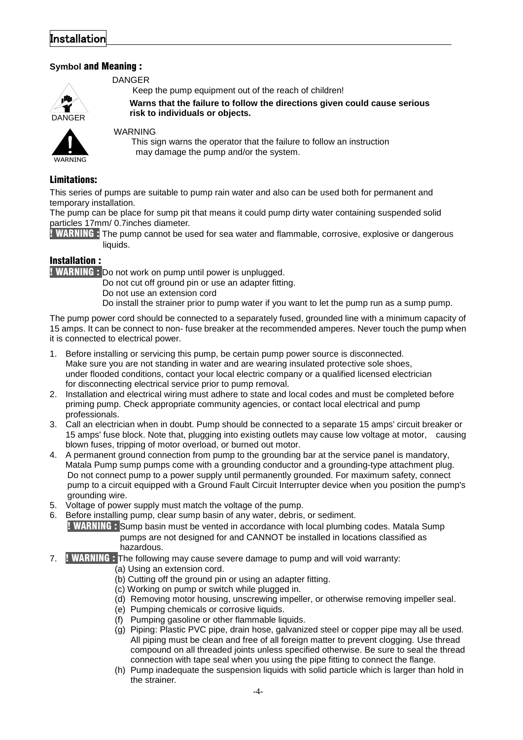# Installation

### Symbol and Meaning :

DANGER

Keep the pump equipment out of the reach of children!

**Warns that the failure to follow the directions given could cause serious risk to individuals or objects.**

DANGER

WARNING

This sign warns the operator that the failure to follow an instruction may damage the pump and/or the system.

WARNING

### Limitations:

This series of pumps are suitable to pump rain water and also can be used both for permanent and temporary installation.

The pump can be place for sump pit that means it could pump dirty water containing suspended solid particles 17mm/ 0.7inches diameter.

**! WARNING :** The pump cannot be used for sea water and flammable, corrosive, explosive or dangerous liquids.

### Installation :

**! WARNING :** Do not work on pump until power is unplugged.
Do not cut off ground pin or use an adapter fitting.
Do not use an extension cord
Do install the strainer prior to pump water if you want to let the pump run as a sump pump.

The pump power cord should be connected to a separately fused, grounded line with a minimum capacity of 15 amps. It can be connect to non- fuse breaker at the recommended amperes. Never touch the pump when it is connected to electrical power.

1. Before installing or servicing this pump, be certain pump power source is disconnected. Make sure you are not standing in water and are wearing insulated protective sole shoes, under flooded conditions, contact your local electric company or a qualified licensed electrician for disconnecting electrical service prior to pump removal.
2. Installation and electrical wiring must adhere to state and local codes and must be completed before priming pump. Check appropriate community agencies, or contact local electrical and pump professionals.
3. Call an electrician when in doubt. Pump should be connected to a separate 15 amps' circuit breaker or 15 amps' fuse block. Note that, plugging into existing outlets may cause low voltage at motor, causing blown fuses, tripping of motor overload, or burned out motor.
4. A permanent ground connection from pump to the grounding bar at the service panel is mandatory, Matala Pump sump pumps come with a grounding conductor and a grounding-type attachment plug. Do not connect pump to a power supply until permanently grounded. For maximum safety, connect pump to a circuit equipped with a Ground Fault Circuit Interrupter device when you position the pump's grounding wire.
5. Voltage of power supply must match the voltage of the pump.
6. Before installing pump, clear sump basin of any water, debris, or sediment.
   **! WARNING :** Sump basin must be vented in accordance with local plumbing codes. Matala Sump pumps are not designed for and CANNOT be installed in locations classified as hazardous.
7. **! WARNING :** The following may cause severe damage to pump and will void warranty:
   (a) Using an extension cord.
   (b) Cutting off the ground pin or using an adapter fitting.
   (c) Working on pump or switch while plugged in.
   (d) Removing motor housing, unscrewing impeller, or otherwise removing impeller seal.
   (e) Pumping chemicals or corrosive liquids.
   (f) Pumping gasoline or other flammable liquids.
   (g) Piping: Plastic PVC pipe, drain hose, galvanized steel or copper pipe may all be used. All piping must be clean and free of all foreign matter to prevent clogging. Use thread compound on all threaded joints unless specified otherwise. Be sure to seal the thread connection with tape seal when you using the pipe fitting to connect the flange.
   (h) Pump inadequate the suspension liquids with solid particle which is larger than hold in the strainer.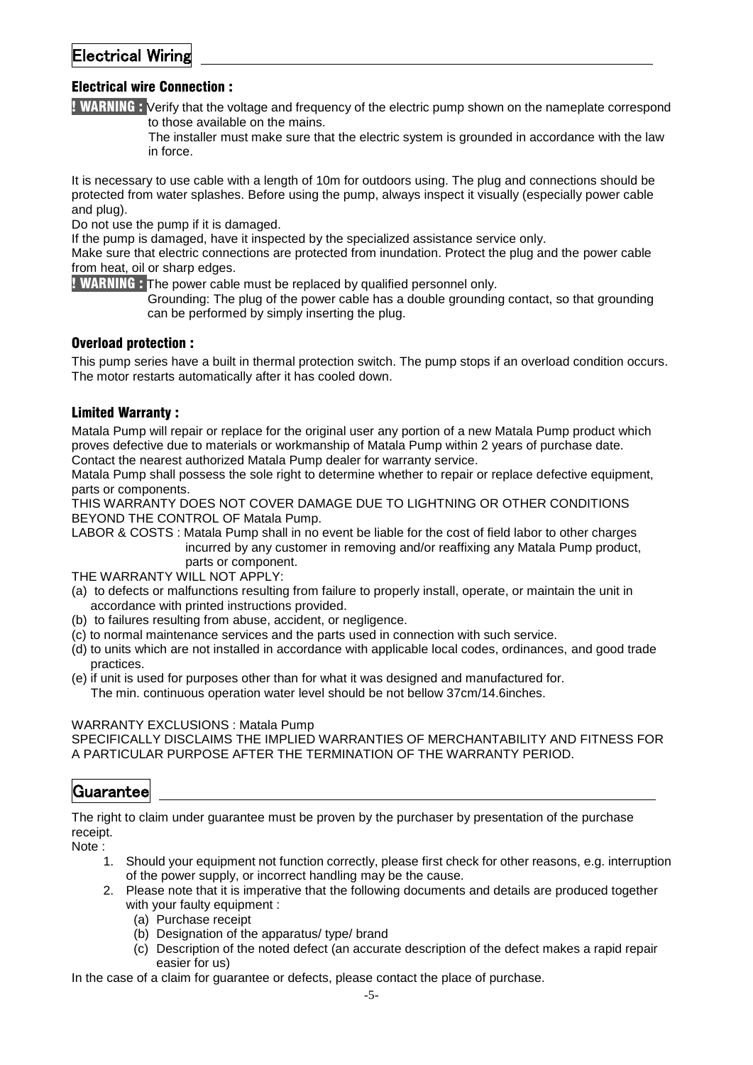## Electrical Wiring

### Electrical wire Connection :

**! WARNING :** Verify that the voltage and frequency of the electric pump shown on the nameplate correspond to those available on the mains.

The installer must make sure that the electric system is grounded in accordance with the law in force.

It is necessary to use cable with a length of 10m for outdoors using. The plug and connections should be protected from water splashes. Before using the pump, always inspect it visually (especially power cable and plug).

Do not use the pump if it is damaged.

If the pump is damaged, have it inspected by the specialized assistance service only.

Make sure that electric connections are protected from inundation. Protect the plug and the power cable from heat, oil or sharp edges.

**! WARNING :** The power cable must be replaced by qualified personnel only.

Grounding: The plug of the power cable has a double grounding contact, so that grounding can be performed by simply inserting the plug.

### Overload protection :

This pump series have a built in thermal protection switch. The pump stops if an overload condition occurs. The motor restarts automatically after it has cooled down.

### Limited Warranty :

Matala Pump will repair or replace for the original user any portion of a new Matala Pump product which proves defective due to materials or workmanship of Matala Pump within 2 years of purchase date. Contact the nearest authorized Matala Pump dealer for warranty service.

Matala Pump shall possess the sole right to determine whether to repair or replace defective equipment, parts or components.

THIS WARRANTY DOES NOT COVER DAMAGE DUE TO LIGHTNING OR OTHER CONDITIONS BEYOND THE CONTROL OF Matala Pump.

LABOR & COSTS : Matala Pump shall in no event be liable for the cost of field labor to other charges incurred by any customer in removing and/or reaffixing any Matala Pump product, parts or component.

THE WARRANTY WILL NOT APPLY:

(a) to defects or malfunctions resulting from failure to properly install, operate, or maintain the unit in accordance with printed instructions provided.
(b) to failures resulting from abuse, accident, or negligence.
(c) to normal maintenance services and the parts used in connection with such service.
(d) to units which are not installed in accordance with applicable local codes, ordinances, and good trade practices.
(e) if unit is used for purposes other than for what it was designed and manufactured for.
The min. continuous operation water level should be not bellow 37cm/14.6inches.

WARRANTY EXCLUSIONS : Matala Pump
SPECIFICALLY DISCLAIMS THE IMPLIED WARRANTIES OF MERCHANTABILITY AND FITNESS FOR A PARTICULAR PURPOSE AFTER THE TERMINATION OF THE WARRANTY PERIOD.

## Guarantee

The right to claim under guarantee must be proven by the purchaser by presentation of the purchase receipt.

Note :

1. Should your equipment not function correctly, please first check for other reasons, e.g. interruption of the power supply, or incorrect handling may be the cause.
2. Please note that it is imperative that the following documents and details are produced together with your faulty equipment :
   (a) Purchase receipt
   (b) Designation of the apparatus/ type/ brand
   (c) Description of the noted defect (an accurate description of the defect makes a rapid repair easier for us)

In the case of a claim for guarantee or defects, please contact the place of purchase.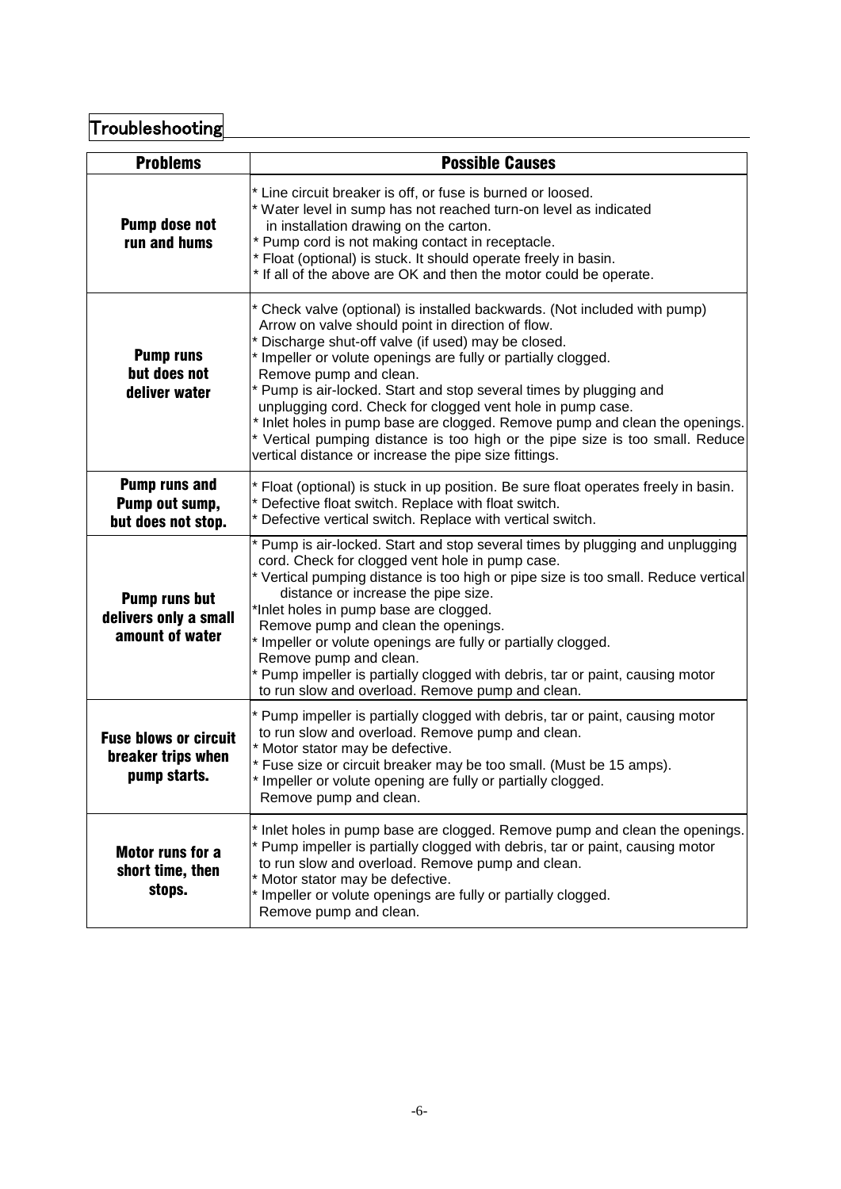## Troubleshooting

| Problems | Possible Causes |
|---|---|
| **Pump dose not run and hums** | * Line circuit breaker is off, or fuse is burned or loosed.<br>* Water level in sump has not reached turn-on level as indicated in installation drawing on the carton.<br>* Pump cord is not making contact in receptacle.<br>* Float (optional) is stuck. It should operate freely in basin.<br>* If all of the above are OK and then the motor could be operate. |
| **Pump runs but does not deliver water** | * Check valve (optional) is installed backwards. (Not included with pump) Arrow on valve should point in direction of flow.<br>* Discharge shut-off valve (if used) may be closed.<br>* Impeller or volute openings are fully or partially clogged. Remove pump and clean.<br>* Pump is air-locked. Start and stop several times by plugging and unplugging cord. Check for clogged vent hole in pump case.<br>* Inlet holes in pump base are clogged. Remove pump and clean the openings.<br>* Vertical pumping distance is too high or the pipe size is too small. Reduce vertical distance or increase the pipe size fittings. |
| **Pump runs and Pump out sump, but does not stop.** | * Float (optional) is stuck in up position. Be sure float operates freely in basin.<br>* Defective float switch. Replace with float switch.<br>* Defective vertical switch. Replace with vertical switch. |
| **Pump runs but delivers only a small amount of water** | * Pump is air-locked. Start and stop several times by plugging and unplugging cord. Check for clogged vent hole in pump case.<br>* Vertical pumping distance is too high or pipe size is too small. Reduce vertical distance or increase the pipe size.<br>*Inlet holes in pump base are clogged. Remove pump and clean the openings.<br>* Impeller or volute openings are fully or partially clogged. Remove pump and clean.<br>* Pump impeller is partially clogged with debris, tar or paint, causing motor to run slow and overload. Remove pump and clean. |
| **Fuse blows or circuit breaker trips when pump starts.** | * Pump impeller is partially clogged with debris, tar or paint, causing motor to run slow and overload. Remove pump and clean.<br>* Motor stator may be defective.<br>* Fuse size or circuit breaker may be too small. (Must be 15 amps).<br>* Impeller or volute opening are fully or partially clogged. Remove pump and clean. |
| **Motor runs for a short time, then stops.** | * Inlet holes in pump base are clogged. Remove pump and clean the openings.<br>* Pump impeller is partially clogged with debris, tar or paint, causing motor to run slow and overload. Remove pump and clean.<br>* Motor stator may be defective.<br>* Impeller or volute openings are fully or partially clogged. Remove pump and clean. |